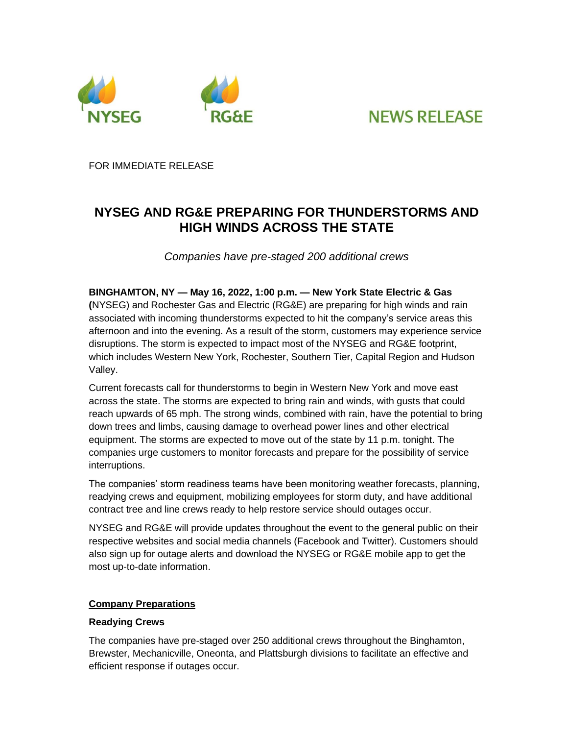NYSEG RG&E NEWS RELEASE

FOR IMMEDIATE RELEASE

# NYSEG AND RG&E PREPARING FOR THUNDERSTORMS AND HIGH WINDS ACROSS THE STATE

*Companies have pre-staged 200 additional crews*

**BINGHAMTON, NY — May 16, 2022, 1:00 p.m. — New York State Electric & Gas (**NYSEG) and Rochester Gas and Electric (RG&E) are preparing for high winds and rain associated with incoming thunderstorms expected to hit the company's service areas this afternoon and into the evening. As a result of the storm, customers may experience service disruptions. The storm is expected to impact most of the NYSEG and RG&E footprint, which includes Western New York, Rochester, Southern Tier, Capital Region and Hudson Valley.

Current forecasts call for thunderstorms to begin in Western New York and move east across the state. The storms are expected to bring rain and winds, with gusts that could reach upwards of 65 mph. The strong winds, combined with rain, have the potential to bring down trees and limbs, causing damage to overhead power lines and other electrical equipment. The storms are expected to move out of the state by 11 p.m. tonight. The companies urge customers to monitor forecasts and prepare for the possibility of service interruptions.

The companies' storm readiness teams have been monitoring weather forecasts, planning, readying crews and equipment, mobilizing employees for storm duty, and have additional contract tree and line crews ready to help restore service should outages occur.

NYSEG and RG&E will provide updates throughout the event to the general public on their respective websites and social media channels (Facebook and Twitter). Customers should also sign up for outage alerts and download the NYSEG or RG&E mobile app to get the most up-to-date information.

## Company Preparations

### Readying Crews

The companies have pre-staged over 250 additional crews throughout the Binghamton, Brewster, Mechanicville, Oneonta, and Plattsburgh divisions to facilitate an effective and efficient response if outages occur.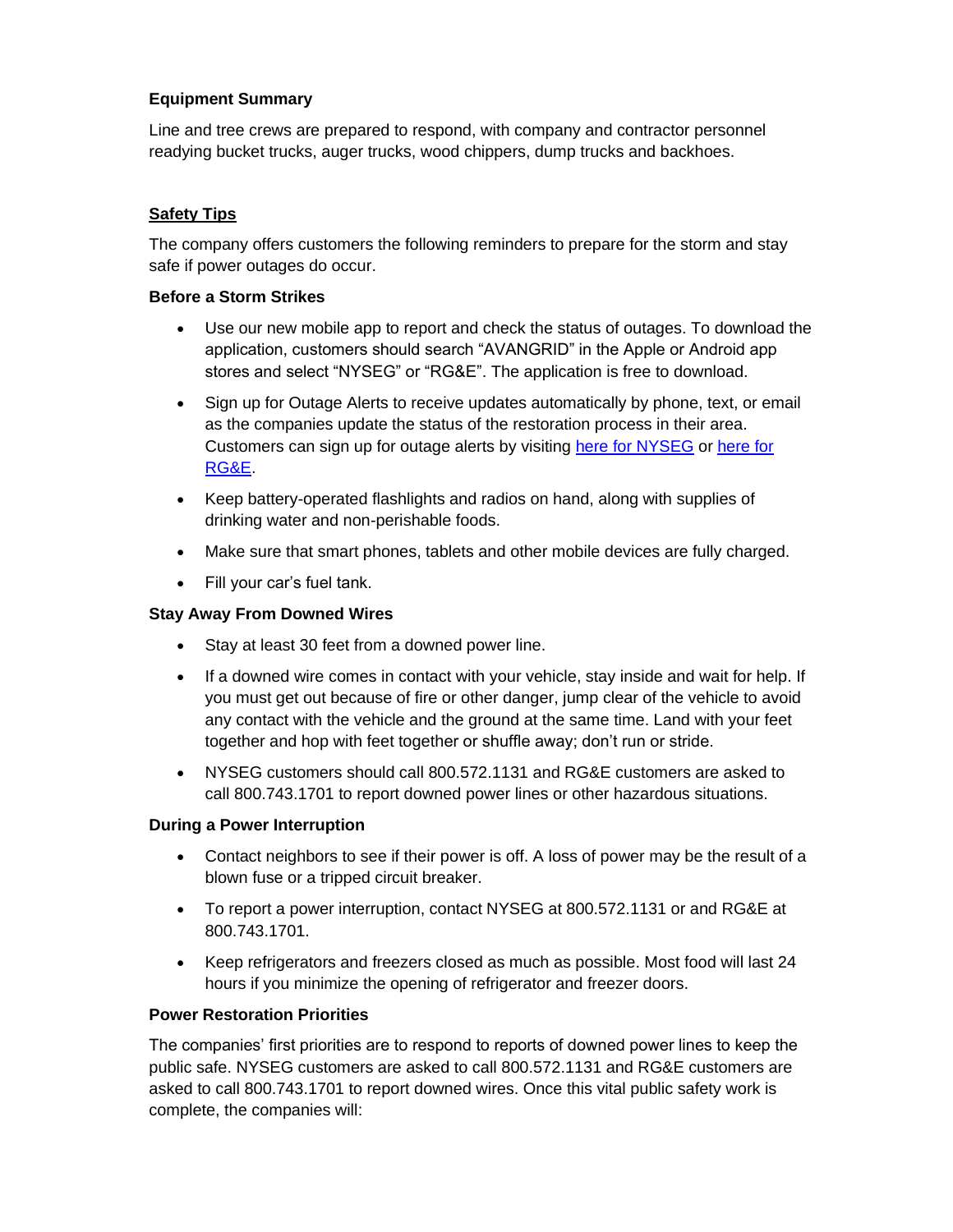**Equipment Summary**

Line and tree crews are prepared to respond, with company and contractor personnel readying bucket trucks, auger trucks, wood chippers, dump trucks and backhoes.

## Safety Tips

The company offers customers the following reminders to prepare for the storm and stay safe if power outages do occur.

**Before a Storm Strikes**

- Use our new mobile app to report and check the status of outages. To download the application, customers should search "AVANGRID" in the Apple or Android app stores and select "NYSEG" or "RG&E". The application is free to download.
- Sign up for Outage Alerts to receive updates automatically by phone, text, or email as the companies update the status of the restoration process in their area. Customers can sign up for outage alerts by visiting here for NYSEG or here for RG&E.
- Keep battery-operated flashlights and radios on hand, along with supplies of drinking water and non-perishable foods.
- Make sure that smart phones, tablets and other mobile devices are fully charged.
- Fill your car's fuel tank.

**Stay Away From Downed Wires**

- Stay at least 30 feet from a downed power line.
- If a downed wire comes in contact with your vehicle, stay inside and wait for help. If you must get out because of fire or other danger, jump clear of the vehicle to avoid any contact with the vehicle and the ground at the same time. Land with your feet together and hop with feet together or shuffle away; don't run or stride.
- NYSEG customers should call 800.572.1131 and RG&E customers are asked to call 800.743.1701 to report downed power lines or other hazardous situations.

**During a Power Interruption**

- Contact neighbors to see if their power is off. A loss of power may be the result of a blown fuse or a tripped circuit breaker.
- To report a power interruption, contact NYSEG at 800.572.1131 or and RG&E at 800.743.1701.
- Keep refrigerators and freezers closed as much as possible. Most food will last 24 hours if you minimize the opening of refrigerator and freezer doors.

**Power Restoration Priorities**

The companies' first priorities are to respond to reports of downed power lines to keep the public safe. NYSEG customers are asked to call 800.572.1131 and RG&E customers are asked to call 800.743.1701 to report downed wires. Once this vital public safety work is complete, the companies will: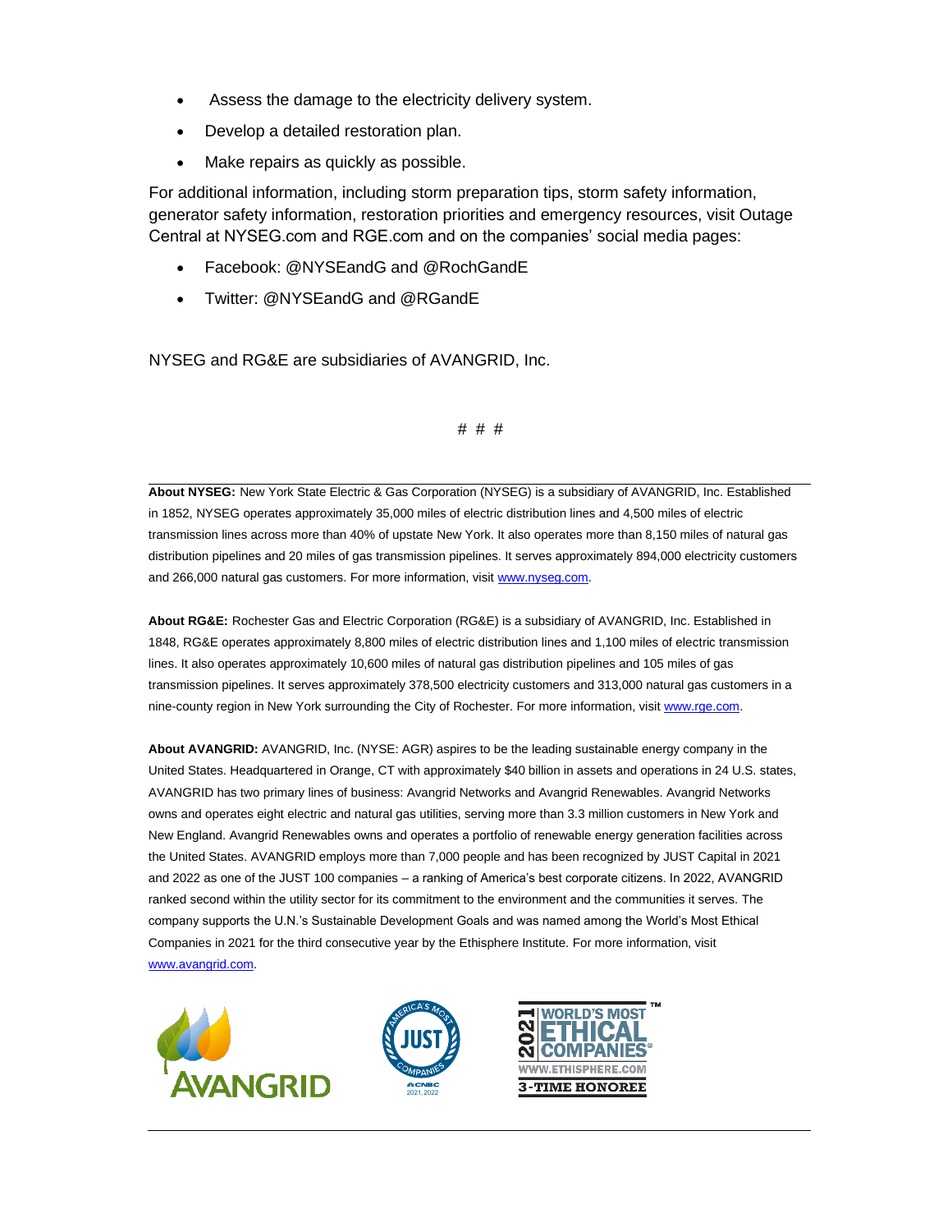- Assess the damage to the electricity delivery system.
- Develop a detailed restoration plan.
- Make repairs as quickly as possible.

For additional information, including storm preparation tips, storm safety information, generator safety information, restoration priorities and emergency resources, visit Outage Central at NYSEG.com and RGE.com and on the companies' social media pages:

- Facebook: @NYSEandG and @RochGandE
- Twitter: @NYSEandG and @RGandE

NYSEG and RG&E are subsidiaries of AVANGRID, Inc.

# # #

---

**About NYSEG:** New York State Electric & Gas Corporation (NYSEG) is a subsidiary of AVANGRID, Inc. Established in 1852, NYSEG operates approximately 35,000 miles of electric distribution lines and 4,500 miles of electric transmission lines across more than 40% of upstate New York. It also operates more than 8,150 miles of natural gas distribution pipelines and 20 miles of gas transmission pipelines. It serves approximately 894,000 electricity customers and 266,000 natural gas customers. For more information, visit [www.nyseg.com](http://www.nyseg.com).

**About RG&E:** Rochester Gas and Electric Corporation (RG&E) is a subsidiary of AVANGRID, Inc. Established in 1848, RG&E operates approximately 8,800 miles of electric distribution lines and 1,100 miles of electric transmission lines. It also operates approximately 10,600 miles of natural gas distribution pipelines and 105 miles of gas transmission pipelines. It serves approximately 378,500 electricity customers and 313,000 natural gas customers in a nine-county region in New York surrounding the City of Rochester. For more information, visit [www.rge.com](http://www.rge.com).

**About AVANGRID:** AVANGRID, Inc. (NYSE: AGR) aspires to be the leading sustainable energy company in the United States. Headquartered in Orange, CT with approximately $40 billion in assets and operations in 24 U.S. states, AVANGRID has two primary lines of business: Avangrid Networks and Avangrid Renewables. Avangrid Networks owns and operates eight electric and natural gas utilities, serving more than 3.3 million customers in New York and New England. Avangrid Renewables owns and operates a portfolio of renewable energy generation facilities across the United States. AVANGRID employs more than 7,000 people and has been recognized by JUST Capital in 2021 and 2022 as one of the JUST 100 companies – a ranking of America's best corporate citizens. In 2022, AVANGRID ranked second within the utility sector for its commitment to the environment and the communities it serves. The company supports the U.N.'s Sustainable Development Goals and was named among the World's Most Ethical Companies in 2021 for the third consecutive year by the Ethisphere Institute. For more information, visit [www.avangrid.com](http://www.avangrid.com).

AVANGRID

America's Most JUST Companies — CNBC 2021, 2022

2021 World's Most Ethical Companies® — WWW.ETHISPHERE.COM — 3-TIME HONOREE

---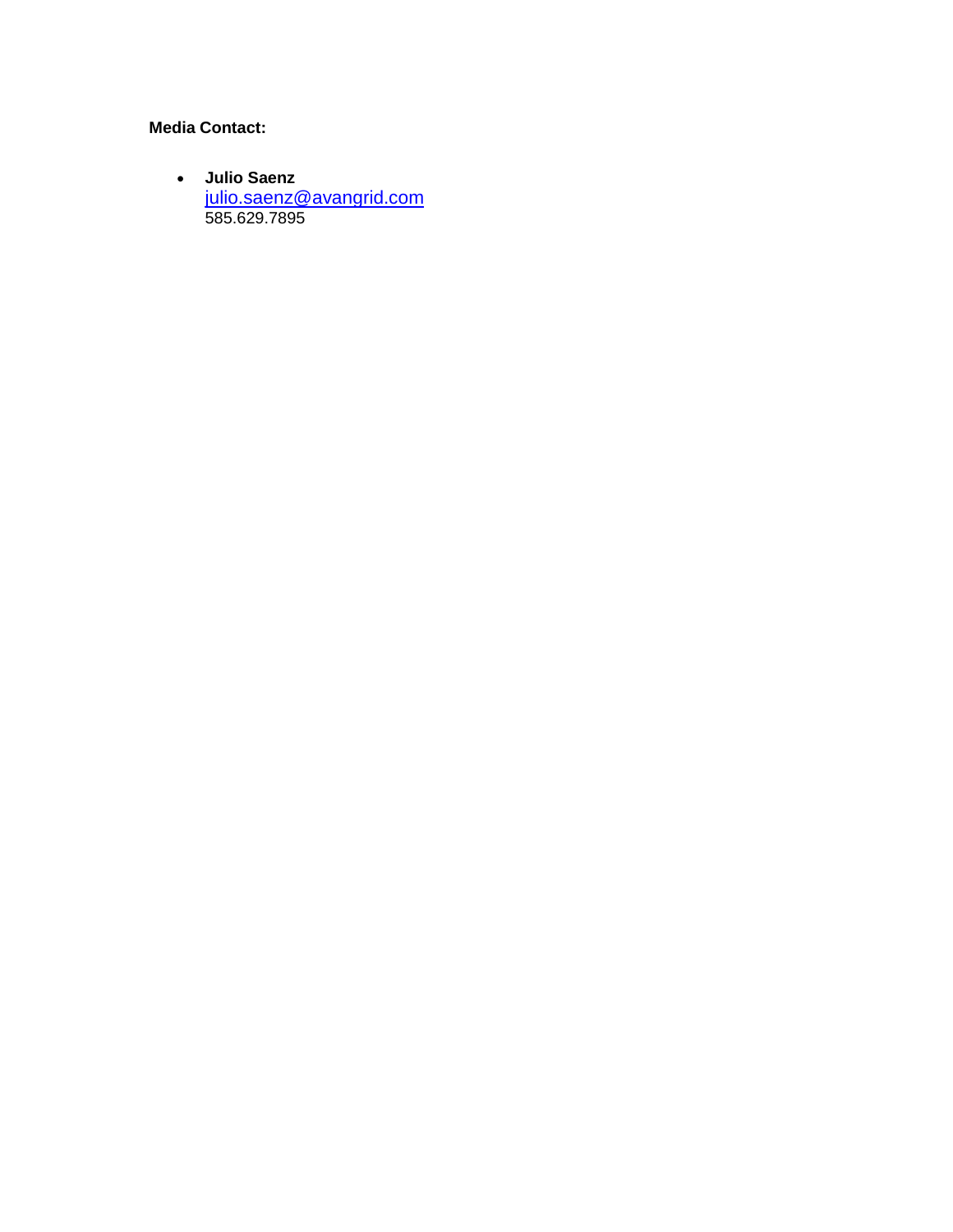**Media Contact:**

- **Julio Saenz**
  julio.saenz@avangrid.com
  585.629.7895